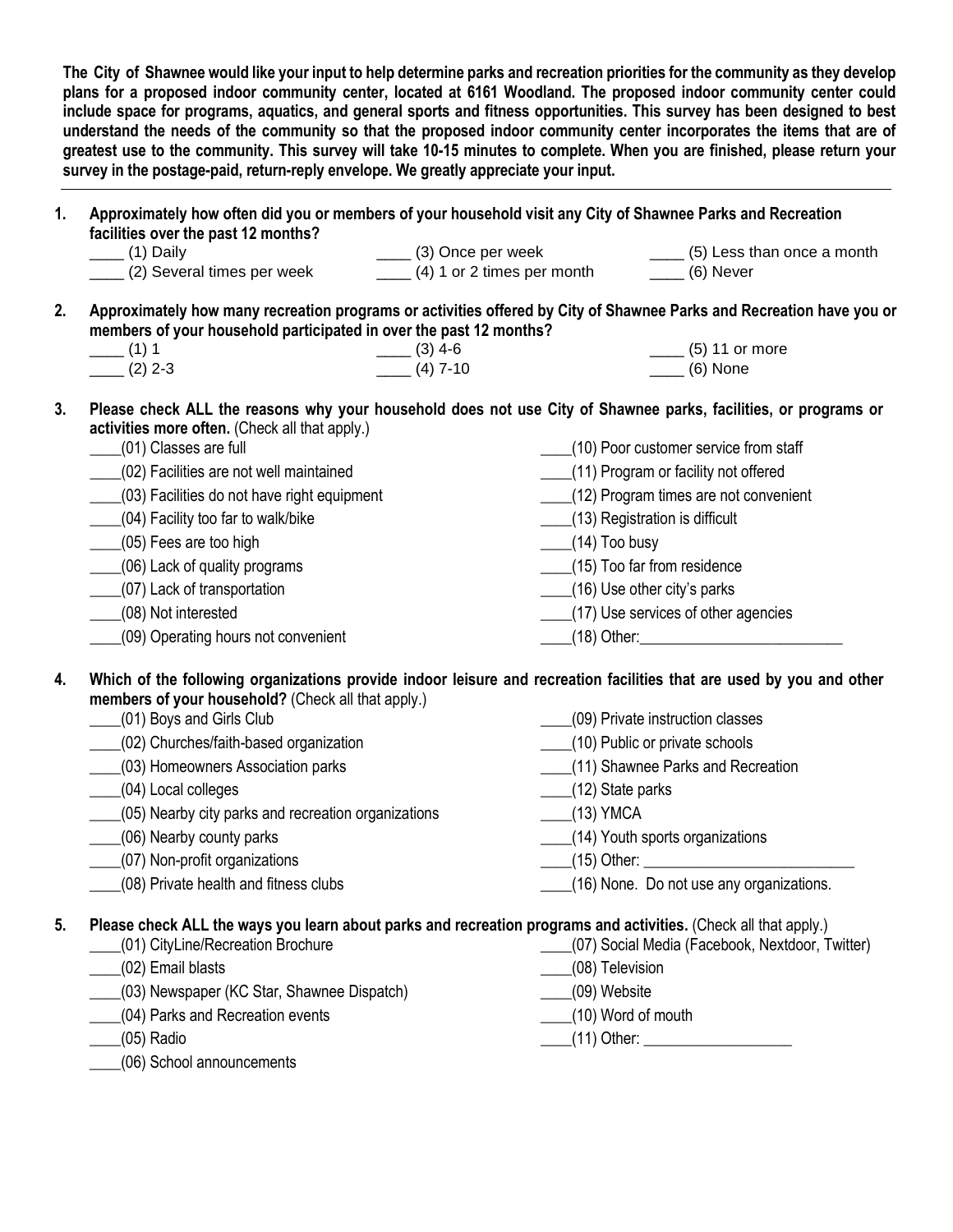**The City of Shawnee would like your input to help determine parks and recreation priorities for the community as they develop plans for a proposed indoor community center, located at 6161 Woodland. The proposed indoor community center could include space for programs, aquatics, and general sports and fitness opportunities. This survey has been designed to best understand the needs of the community so that the proposed indoor community center incorporates the items that are of greatest use to the community. This survey will take 10-15 minutes to complete. When you are finished, please return your survey in the postage-paid, return-reply envelope. We greatly appreciate your input.**

---

**1. Approximately how often did you or members of your household visit any City of Shawnee Parks and Recreation facilities over the past 12 months?**

____ (1) Daily
____ (2) Several times per week
____ (3) Once per week
____ (4) 1 or 2 times per month
____ (5) Less than once a month
____ (6) Never

**2. Approximately how many recreation programs or activities offered by City of Shawnee Parks and Recreation have you or members of your household participated in over the past 12 months?**

____ (1) 1
____ (2) 2-3
____ (3) 4-6
____ (4) 7-10
____ (5) 11 or more
____ (6) None

**3. Please check ALL the reasons why your household does not use City of Shawnee parks, facilities, or programs or activities more often.** (Check all that apply.)

____(01) Classes are full
____(02) Facilities are not well maintained
____(03) Facilities do not have right equipment
____(04) Facility too far to walk/bike
____(05) Fees are too high
____(06) Lack of quality programs
____(07) Lack of transportation
____(08) Not interested
____(09) Operating hours not convenient
____(10) Poor customer service from staff
____(11) Program or facility not offered
____(12) Program times are not convenient
____(13) Registration is difficult
____(14) Too busy
____(15) Too far from residence
____(16) Use other city's parks
____(17) Use services of other agencies
____(18) Other:_________________________

**4. Which of the following organizations provide indoor leisure and recreation facilities that are used by you and other members of your household?** (Check all that apply.)

____(01) Boys and Girls Club
____(02) Churches/faith-based organization
____(03) Homeowners Association parks
____(04) Local colleges
____(05) Nearby city parks and recreation organizations
____(06) Nearby county parks
____(07) Non-profit organizations
____(08) Private health and fitness clubs
____(09) Private instruction classes
____(10) Public or private schools
____(11) Shawnee Parks and Recreation
____(12) State parks
____(13) YMCA
____(14) Youth sports organizations
____(15) Other: _________________________
____(16) None. Do not use any organizations.

**5. Please check ALL the ways you learn about parks and recreation programs and activities.** (Check all that apply.)

____(01) CityLine/Recreation Brochure
____(02) Email blasts
____(03) Newspaper (KC Star, Shawnee Dispatch)
____(04) Parks and Recreation events
____(05) Radio
____(06) School announcements
____(07) Social Media (Facebook, Nextdoor, Twitter)
____(08) Television
____(09) Website
____(10) Word of mouth
____(11) Other: __________________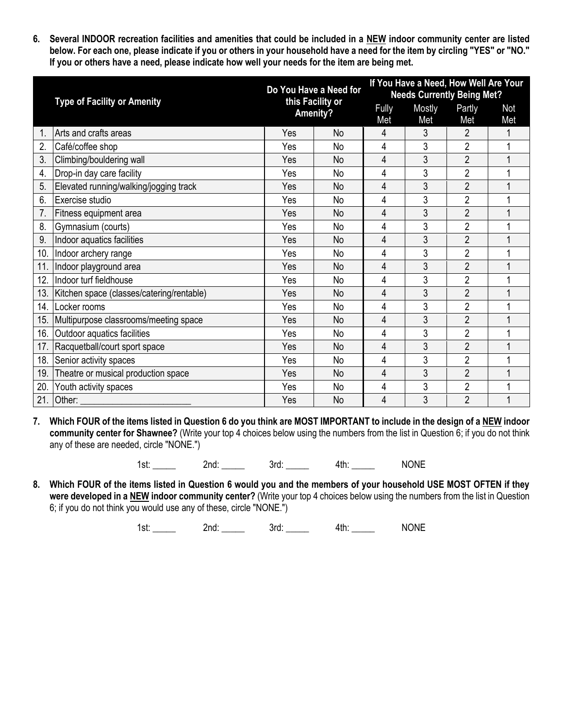**6. Several INDOOR recreation facilities and amenities that could be included in a <u>NEW</u> indoor community center are listed below. For each one, please indicate if you or others in your household have a need for the item by circling "YES" or "NO." If you or others have a need, please indicate how well your needs for the item are being met.**

| | Type of Facility or Amenity | Do You Have a Need for this Facility or Amenity? | | If You Have a Need, How Well Are Your Needs Currently Being Met? | | | |
|---|---|---|---|---|---|---|---|
| | | | | Fully Met | Mostly Met | Partly Met | Not Met |
| 1. | Arts and crafts areas | Yes | No | 4 | 3 | 2 | 1 |
| 2. | Café/coffee shop | Yes | No | 4 | 3 | 2 | 1 |
| 3. | Climbing/bouldering wall | Yes | No | 4 | 3 | 2 | 1 |
| 4. | Drop-in day care facility | Yes | No | 4 | 3 | 2 | 1 |
| 5. | Elevated running/walking/jogging track | Yes | No | 4 | 3 | 2 | 1 |
| 6. | Exercise studio | Yes | No | 4 | 3 | 2 | 1 |
| 7. | Fitness equipment area | Yes | No | 4 | 3 | 2 | 1 |
| 8. | Gymnasium (courts) | Yes | No | 4 | 3 | 2 | 1 |
| 9. | Indoor aquatics facilities | Yes | No | 4 | 3 | 2 | 1 |
| 10. | Indoor archery range | Yes | No | 4 | 3 | 2 | 1 |
| 11. | Indoor playground area | Yes | No | 4 | 3 | 2 | 1 |
| 12. | Indoor turf fieldhouse | Yes | No | 4 | 3 | 2 | 1 |
| 13. | Kitchen space (classes/catering/rentable) | Yes | No | 4 | 3 | 2 | 1 |
| 14. | Locker rooms | Yes | No | 4 | 3 | 2 | 1 |
| 15. | Multipurpose classrooms/meeting space | Yes | No | 4 | 3 | 2 | 1 |
| 16. | Outdoor aquatics facilities | Yes | No | 4 | 3 | 2 | 1 |
| 17. | Racquetball/court sport space | Yes | No | 4 | 3 | 2 | 1 |
| 18. | Senior activity spaces | Yes | No | 4 | 3 | 2 | 1 |
| 19. | Theatre or musical production space | Yes | No | 4 | 3 | 2 | 1 |
| 20. | Youth activity spaces | Yes | No | 4 | 3 | 2 | 1 |
| 21. | Other: ______________________ | Yes | No | 4 | 3 | 2 | 1 |

**7. Which FOUR of the items listed in Question 6 do you think are MOST IMPORTANT to include in the design of a <u>NEW</u> indoor community center for Shawnee?** (Write your top 4 choices below using the numbers from the list in Question 6; if you do not think any of these are needed, circle "NONE.")

1st: _____ 2nd: _____ 3rd: _____ 4th: _____ NONE

**8. Which FOUR of the items listed in Question 6 would you and the members of your household USE MOST OFTEN if they were developed in a <u>NEW</u> indoor community center?** (Write your top 4 choices below using the numbers from the list in Question 6; if you do not think you would use any of these, circle "NONE.")

1st: _____ 2nd: _____ 3rd: _____ 4th: _____ NONE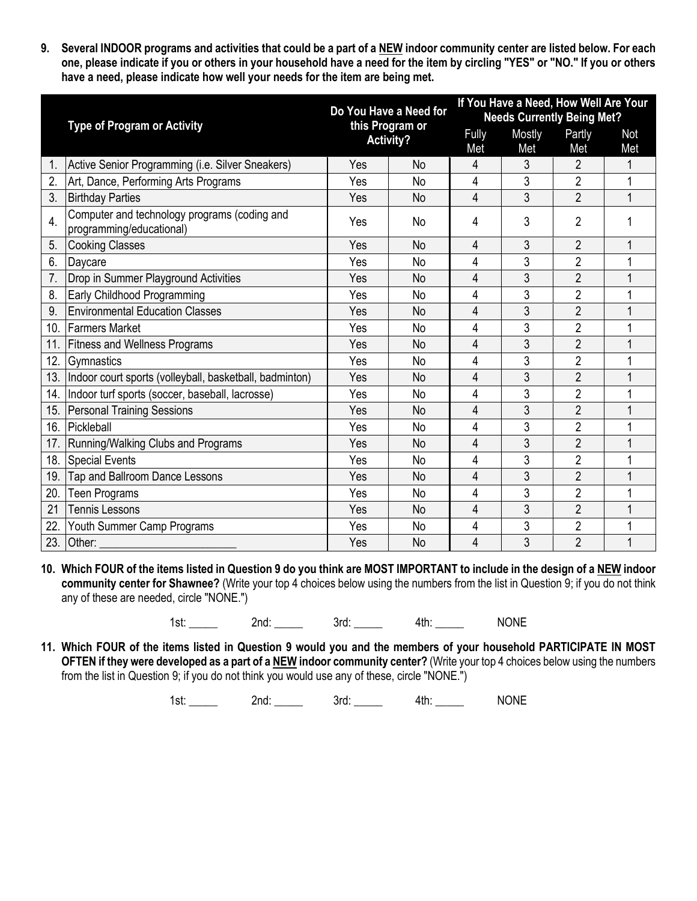**9. Several INDOOR programs and activities that could be a part of a NEW indoor community center are listed below. For each one, please indicate if you or others in your household have a need for the item by circling "YES" or "NO." If you or others have a need, please indicate how well your needs for the item are being met.**

| | Type of Program or Activity | Do You Have a Need for this Program or Activity? | | If You Have a Need, How Well Are Your Needs Currently Being Met? | | | |
|---|---|---|---|---|---|---|---|
| | | | | Fully Met | Mostly Met | Partly Met | Not Met |
| 1. | Active Senior Programming (i.e. Silver Sneakers) | Yes | No | 4 | 3 | 2 | 1 |
| 2. | Art, Dance, Performing Arts Programs | Yes | No | 4 | 3 | 2 | 1 |
| 3. | Birthday Parties | Yes | No | 4 | 3 | 2 | 1 |
| 4. | Computer and technology programs (coding and programming/educational) | Yes | No | 4 | 3 | 2 | 1 |
| 5. | Cooking Classes | Yes | No | 4 | 3 | 2 | 1 |
| 6. | Daycare | Yes | No | 4 | 3 | 2 | 1 |
| 7. | Drop in Summer Playground Activities | Yes | No | 4 | 3 | 2 | 1 |
| 8. | Early Childhood Programming | Yes | No | 4 | 3 | 2 | 1 |
| 9. | Environmental Education Classes | Yes | No | 4 | 3 | 2 | 1 |
| 10. | Farmers Market | Yes | No | 4 | 3 | 2 | 1 |
| 11. | Fitness and Wellness Programs | Yes | No | 4 | 3 | 2 | 1 |
| 12. | Gymnastics | Yes | No | 4 | 3 | 2 | 1 |
| 13. | Indoor court sports (volleyball, basketball, badminton) | Yes | No | 4 | 3 | 2 | 1 |
| 14. | Indoor turf sports (soccer, baseball, lacrosse) | Yes | No | 4 | 3 | 2 | 1 |
| 15. | Personal Training Sessions | Yes | No | 4 | 3 | 2 | 1 |
| 16. | Pickleball | Yes | No | 4 | 3 | 2 | 1 |
| 17. | Running/Walking Clubs and Programs | Yes | No | 4 | 3 | 2 | 1 |
| 18. | Special Events | Yes | No | 4 | 3 | 2 | 1 |
| 19. | Tap and Ballroom Dance Lessons | Yes | No | 4 | 3 | 2 | 1 |
| 20. | Teen Programs | Yes | No | 4 | 3 | 2 | 1 |
| 21 | Tennis Lessons | Yes | No | 4 | 3 | 2 | 1 |
| 22. | Youth Summer Camp Programs | Yes | No | 4 | 3 | 2 | 1 |
| 23. | Other: _______________________ | Yes | No | 4 | 3 | 2 | 1 |

**10. Which FOUR of the items listed in Question 9 do you think are MOST IMPORTANT to include in the design of a NEW indoor community center for Shawnee?** (Write your top 4 choices below using the numbers from the list in Question 9; if you do not think any of these are needed, circle "NONE.")

1st: _____ 2nd: _____ 3rd: _____ 4th: _____ NONE

**11. Which FOUR of the items listed in Question 9 would you and the members of your household PARTICIPATE IN MOST OFTEN if they were developed as a part of a NEW indoor community center?** (Write your top 4 choices below using the numbers from the list in Question 9; if you do not think you would use any of these, circle "NONE.")

1st: _____ 2nd: _____ 3rd: _____ 4th: _____ NONE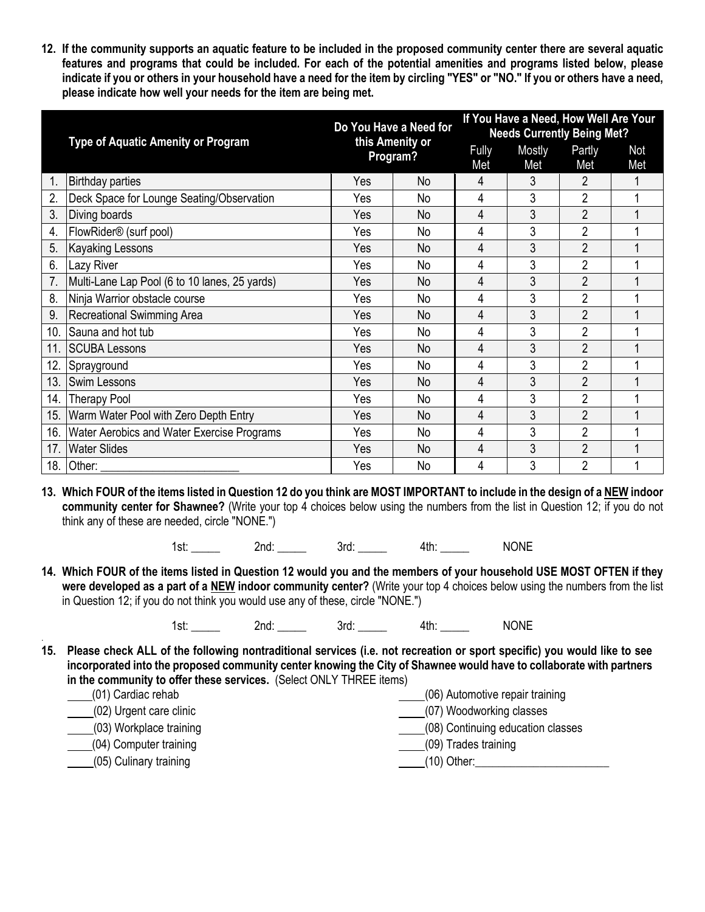**12. If the community supports an aquatic feature to be included in the proposed community center there are several aquatic features and programs that could be included. For each of the potential amenities and programs listed below, please indicate if you or others in your household have a need for the item by circling "YES" or "NO." If you or others have a need, please indicate how well your needs for the item are being met.**

| | Type of Aquatic Amenity or Program | Do You Have a Need for this Amenity or Program? | | If You Have a Need, How Well Are Your Needs Currently Being Met? | | | |
|---|---|---|---|---|---|---|---|
| | | | | Fully Met | Mostly Met | Partly Met | Not Met |
| 1. | Birthday parties | Yes | No | 4 | 3 | 2 | 1 |
| 2. | Deck Space for Lounge Seating/Observation | Yes | No | 4 | 3 | 2 | 1 |
| 3. | Diving boards | Yes | No | 4 | 3 | 2 | 1 |
| 4. | FlowRider® (surf pool) | Yes | No | 4 | 3 | 2 | 1 |
| 5. | Kayaking Lessons | Yes | No | 4 | 3 | 2 | 1 |
| 6. | Lazy River | Yes | No | 4 | 3 | 2 | 1 |
| 7. | Multi-Lane Lap Pool (6 to 10 lanes, 25 yards) | Yes | No | 4 | 3 | 2 | 1 |
| 8. | Ninja Warrior obstacle course | Yes | No | 4 | 3 | 2 | 1 |
| 9. | Recreational Swimming Area | Yes | No | 4 | 3 | 2 | 1 |
| 10. | Sauna and hot tub | Yes | No | 4 | 3 | 2 | 1 |
| 11. | SCUBA Lessons | Yes | No | 4 | 3 | 2 | 1 |
| 12. | Sprayground | Yes | No | 4 | 3 | 2 | 1 |
| 13. | Swim Lessons | Yes | No | 4 | 3 | 2 | 1 |
| 14. | Therapy Pool | Yes | No | 4 | 3 | 2 | 1 |
| 15. | Warm Water Pool with Zero Depth Entry | Yes | No | 4 | 3 | 2 | 1 |
| 16. | Water Aerobics and Water Exercise Programs | Yes | No | 4 | 3 | 2 | 1 |
| 17. | Water Slides | Yes | No | 4 | 3 | 2 | 1 |
| 18. | Other: ______________________ | Yes | No | 4 | 3 | 2 | 1 |

**13. Which FOUR of the items listed in Question 12 do you think are MOST IMPORTANT to include in the design of a NEW indoor community center for Shawnee?** (Write your top 4 choices below using the numbers from the list in Question 12; if you do not think any of these are needed, circle "NONE.")

1st: _____ 2nd: _____ 3rd: _____ 4th: _____ NONE

**14. Which FOUR of the items listed in Question 12 would you and the members of your household USE MOST OFTEN if they were developed as a part of a NEW indoor community center?** (Write your top 4 choices below using the numbers from the list in Question 12; if you do not think you would use any of these, circle "NONE.")

1st: _____ 2nd: _____ 3rd: _____ 4th: _____ NONE

**15. Please check ALL of the following nontraditional services (i.e. not recreation or sport specific) you would like to see incorporated into the proposed community center knowing the City of Shawnee would have to collaborate with partners in the community to offer these services.** (Select ONLY THREE items)

____(01) Cardiac rehab
____(02) Urgent care clinic
____(03) Workplace training
____(04) Computer training
____(05) Culinary training
____(06) Automotive repair training
____(07) Woodworking classes
____(08) Continuing education classes
____(09) Trades training
____(10) Other:______________________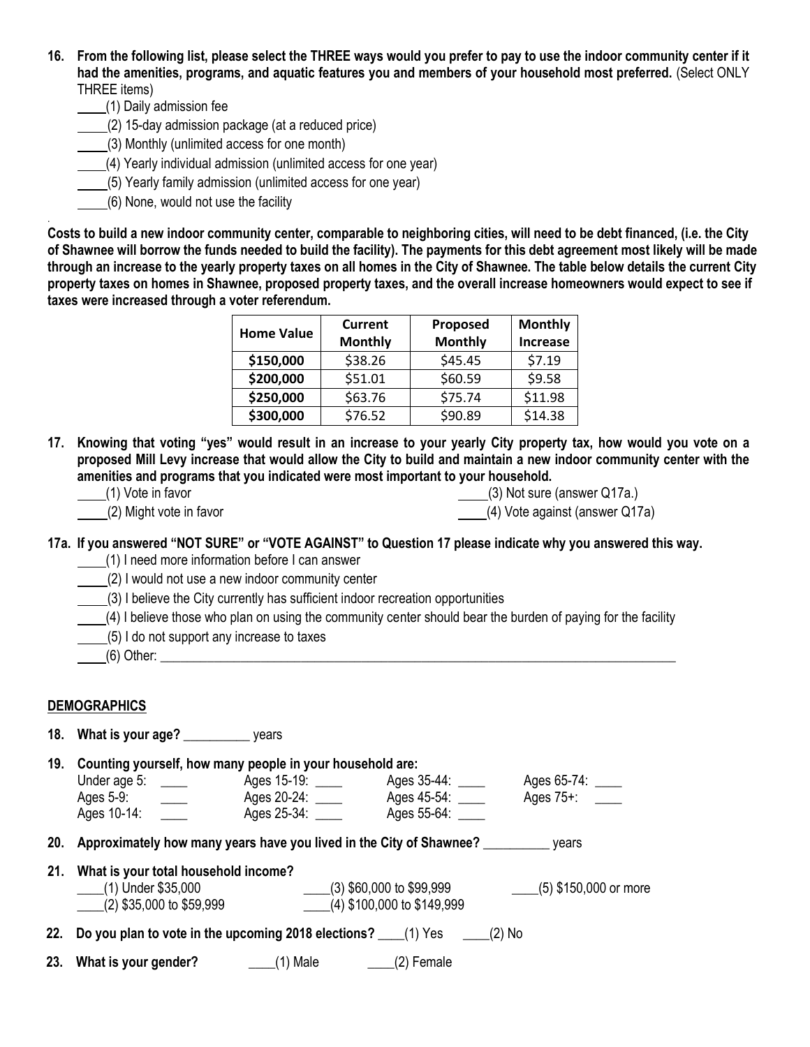**16. From the following list, please select the THREE ways would you prefer to pay to use the indoor community center if it had the amenities, programs, and aquatic features you and members of your household most preferred.** (Select ONLY THREE items)

____(1) Daily admission fee
____(2) 15-day admission package (at a reduced price)
____(3) Monthly (unlimited access for one month)
____(4) Yearly individual admission (unlimited access for one year)
____(5) Yearly family admission (unlimited access for one year)
____(6) None, would not use the facility

**Costs to build a new indoor community center, comparable to neighboring cities, will need to be debt financed, (i.e. the City of Shawnee will borrow the funds needed to build the facility). The payments for this debt agreement most likely will be made through an increase to the yearly property taxes on all homes in the City of Shawnee. The table below details the current City property taxes on homes in Shawnee, proposed property taxes, and the overall increase homeowners would expect to see if taxes were increased through a voter referendum.**

| Home Value | Current Monthly | Proposed Monthly | Monthly Increase |
|---|---|---|---|
| **$150,000** | $38.26 | $45.45 | $7.19 |
| **$200,000** | $51.01 | $60.59 | $9.58 |
| **$250,000** | $63.76 | $75.74 | $11.98 |
| **$300,000** | $76.52 | $90.89 | $14.38 |

**17. Knowing that voting "yes" would result in an increase to your yearly City property tax, how would you vote on a proposed Mill Levy increase that would allow the City to build and maintain a new indoor community center with the amenities and programs that you indicated were most important to your household.**

____(1) Vote in favor
____(2) Might vote in favor
____(3) Not sure (answer Q17a.)
____(4) Vote against (answer Q17a)

**17a. If you answered "NOT SURE" or "VOTE AGAINST" to Question 17 please indicate why you answered this way.**

____(1) I need more information before I can answer
____(2) I would not use a new indoor community center
____(3) I believe the City currently has sufficient indoor recreation opportunities
____(4) I believe those who plan on using the community center should bear the burden of paying for the facility
____(5) I do not support any increase to taxes
____(6) Other: ______________________________________________________________

## DEMOGRAPHICS

**18. What is your age?** __________ years

**19. Counting yourself, how many people in your household are:**

Under age 5: ____
Ages 5-9: ____
Ages 10-14: ____
Ages 15-19: ____
Ages 20-24: ____
Ages 25-34: ____
Ages 35-44: ____
Ages 45-54: ____
Ages 55-64: ____
Ages 65-74: ____
Ages 75+: ____

**20. Approximately how many years have you lived in the City of Shawnee?** __________ years

**21. What is your total household income?**

____(1) Under $35,000
____(2) $35,000 to $59,999
____(3) $60,000 to $99,999
____(4) $100,000 to $149,999
____(5) $150,000 or more

**22. Do you plan to vote in the upcoming 2018 elections?** ____(1) Yes ____(2) No

**23. What is your gender?** ____(1) Male ____(2) Female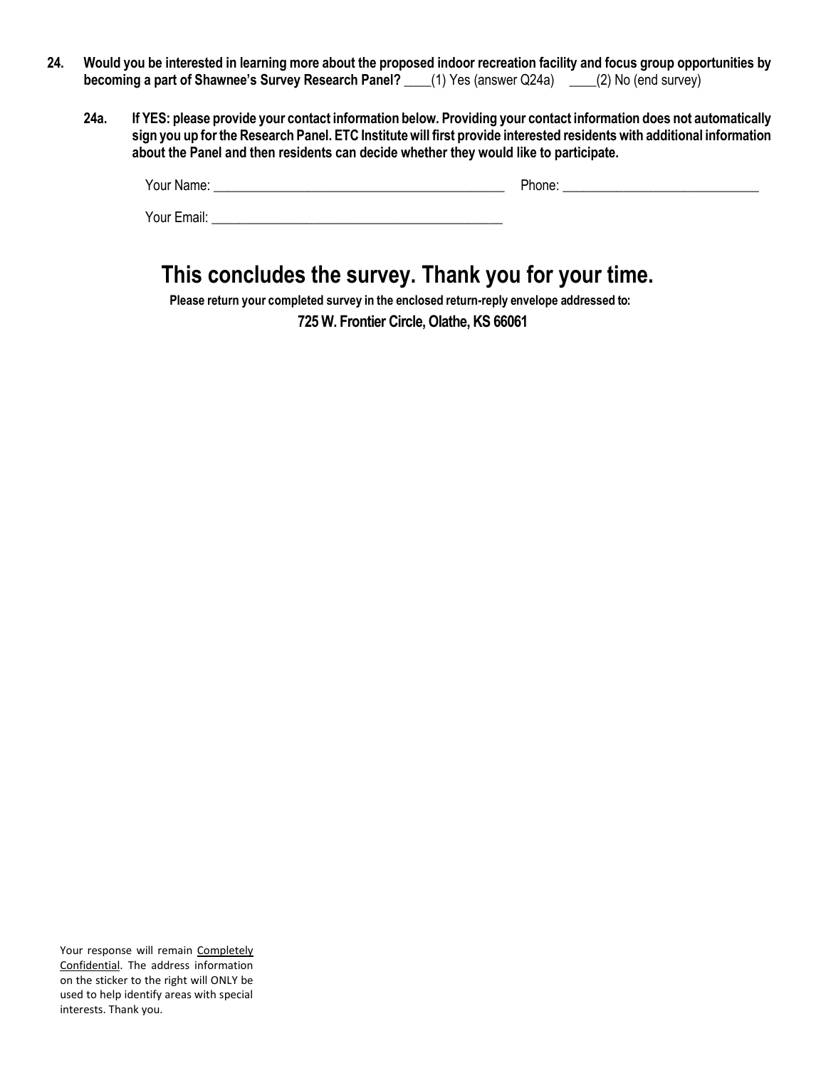**24. Would you be interested in learning more about the proposed indoor recreation facility and focus group opportunities by becoming a part of Shawnee's Survey Research Panel?** ____(1) Yes (answer Q24a) ____(2) No (end survey)

**24a. If YES: please provide your contact information below. Providing your contact information does not automatically sign you up for the Research Panel. ETC Institute will first provide interested residents with additional information about the Panel and then residents can decide whether they would like to participate.**

Your Name: ___________________________________________ Phone: ______________________________

Your Email: ___________________________________________

# This concludes the survey. Thank you for your time.

**Please return your completed survey in the enclosed return-reply envelope addressed to:**

**725 W. Frontier Circle, Olathe, KS 66061**

Your response will remain Completely Confidential. The address information on the sticker to the right will ONLY be used to help identify areas with special interests. Thank you.